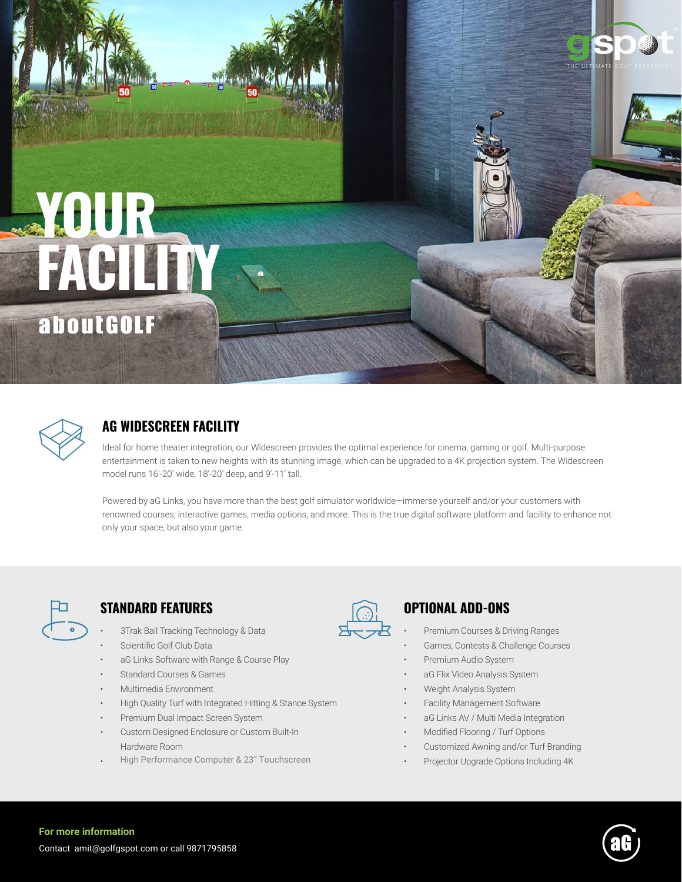# YOUR FACILITY

aboutGOLF®

gspot — THE ULTIMATE GOLF EXPERIENCE

## AG WIDESCREEN FACILITY

Ideal for home theater integration, our Widescreen provides the optimal experience for cinema, gaming or golf. Multi-purpose entertainment is taken to new heights with its stunning image, which can be upgraded to a 4K projection system. The Widescreen model runs 16'-20' wide, 18'-20' deep, and 9'-11' tall.

Powered by aG Links, you have more than the best golf simulator worldwide—immerse yourself and/or your customers with renowned courses, interactive games, media options, and more. This is the true digital software platform and facility to enhance not only your space, but also your game.

## STANDARD FEATURES

- 3Trak Ball Tracking Technology & Data
- Scientific Golf Club Data
- aG Links Software with Range & Course Play
- Standard Courses & Games
- Multimedia Environment
- High Quality Turf with Integrated Hitting & Stance System
- Premium Dual Impact Screen System
- Custom Designed Enclosure or Custom Built-In Hardware Room
- High Performance Computer & 23" Touchscreen

## OPTIONAL ADD-ONS

- Premium Courses & Driving Ranges
- Games, Contests & Challenge Courses
- Premium Audio System
- aG Flix Video Analysis System
- Weight Analysis System
- Facility Management Software
- aG Links AV / Multi Media Integration
- Modified Flooring / Turf Options
- Customized Awning and/or Turf Branding
- Projector Upgrade Options Including 4K

**For more information**

Contact amit@golfgspot.com or call 9871795858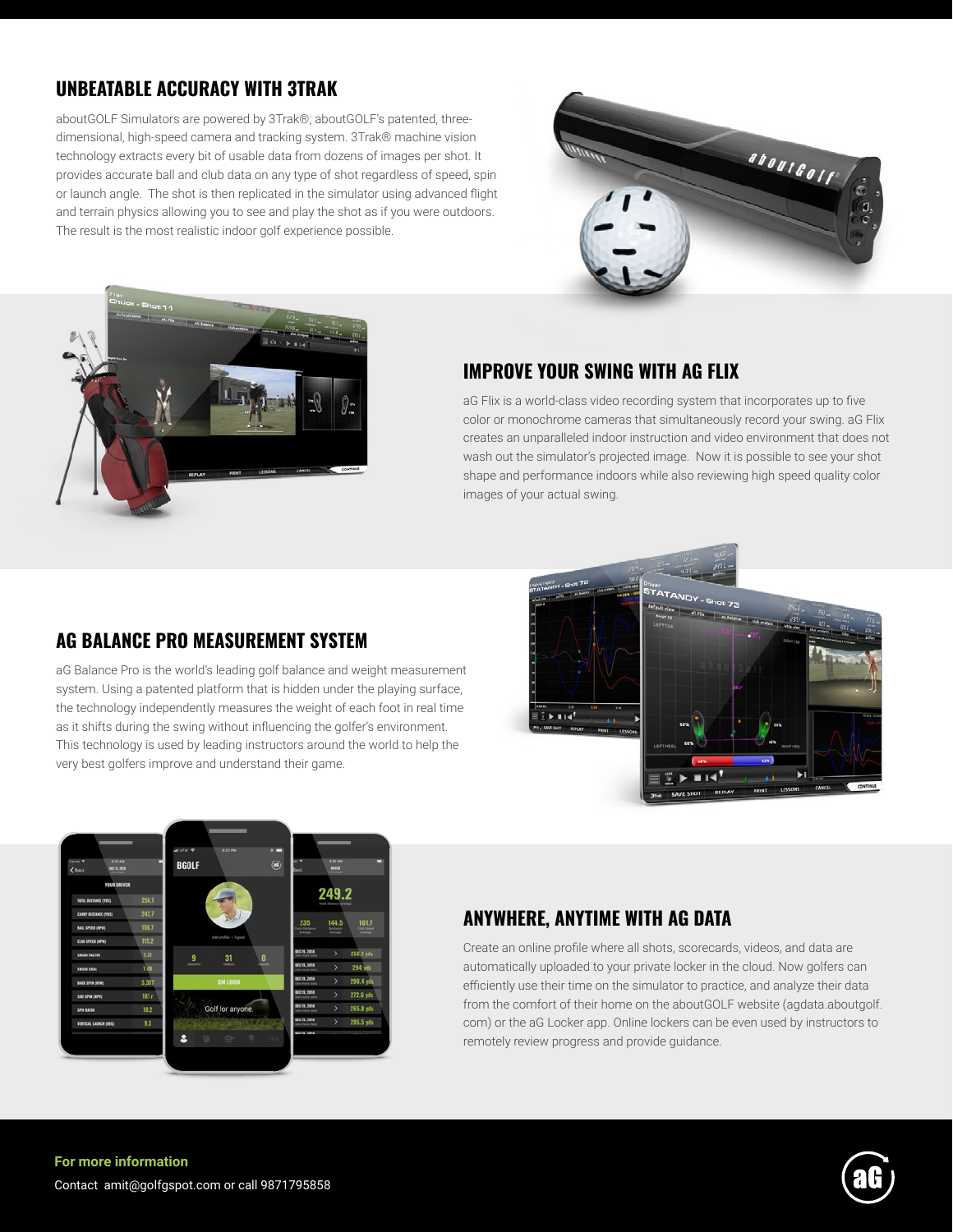## UNBEATABLE ACCURACY WITH 3TRAK

aboutGOLF Simulators are powered by 3Trak®; aboutGOLF's patented, three-dimensional, high-speed camera and tracking system. 3Trak® machine vision technology extracts every bit of usable data from dozens of images per shot. It provides accurate ball and club data on any type of shot regardless of speed, spin or launch angle. The shot is then replicated in the simulator using advanced flight and terrain physics allowing you to see and play the shot as if you were outdoors. The result is the most realistic indoor golf experience possible.

## IMPROVE YOUR SWING WITH AG FLIX

aG Flix is a world-class video recording system that incorporates up to five color or monochrome cameras that simultaneously record your swing. aG Flix creates an unparalleled indoor instruction and video environment that does not wash out the simulator's projected image. Now it is possible to see your shot shape and performance indoors while also reviewing high speed quality color images of your actual swing.

## AG BALANCE PRO MEASUREMENT SYSTEM

aG Balance Pro is the world's leading golf balance and weight measurement system. Using a patented platform that is hidden under the playing surface, the technology independently measures the weight of each foot in real time as it shifts during the swing without influencing the golfer's environment. This technology is used by leading instructors around the world to help the very best golfers improve and understand their game.

## ANYWHERE, ANYTIME WITH AG DATA

Create an online profile where all shots, scorecards, videos, and data are automatically uploaded to your private locker in the cloud. Now golfers can efficiently use their time on the simulator to practice, and analyze their data from the comfort of their home on the aboutGOLF website (agdata.aboutgolf.com) or the aG Locker app. Online lockers can be even used by instructors to remotely review progress and provide guidance.

**For more information**

Contact amit@golfgspot.com or call 9871795858